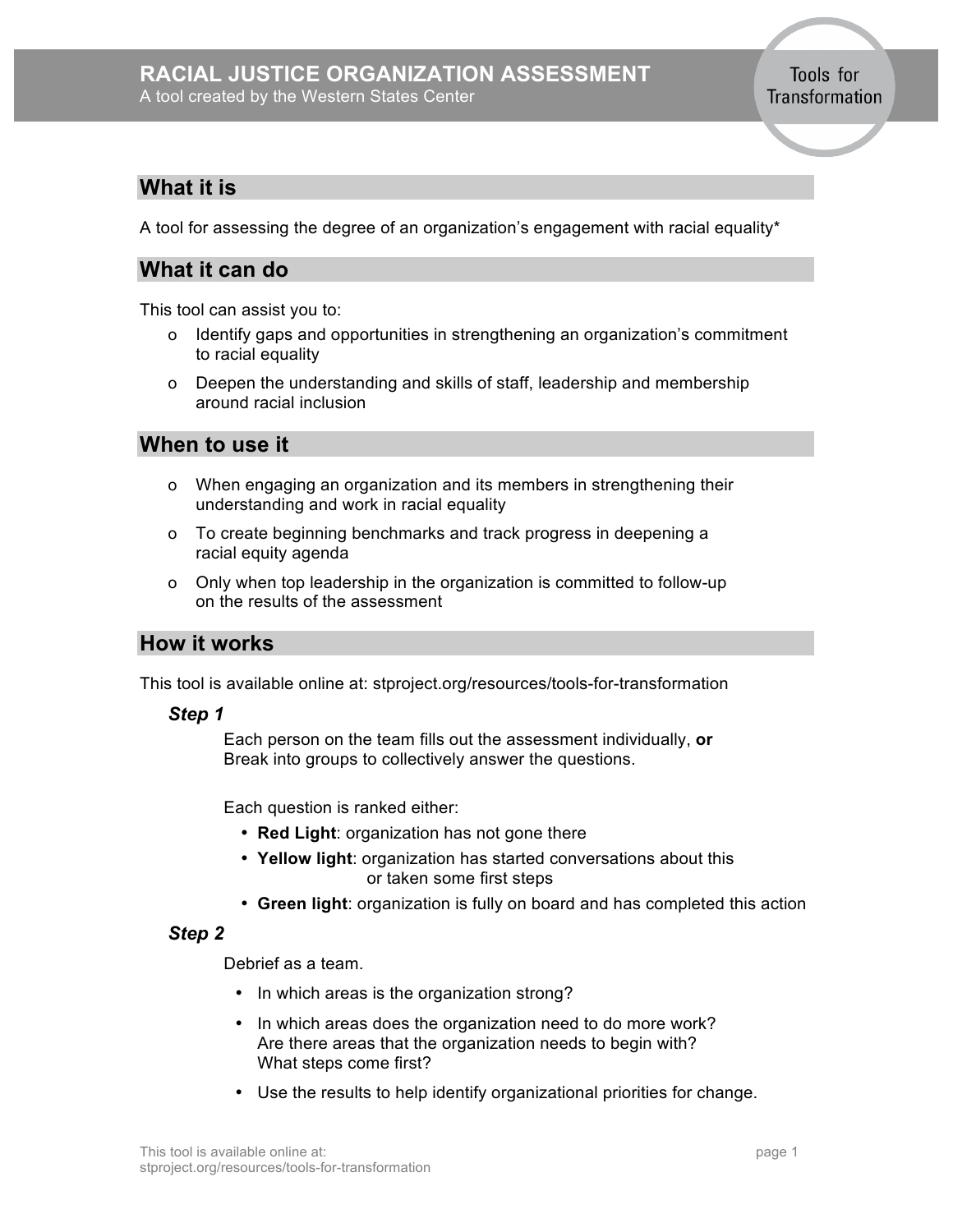# RACIAL JUSTICE ORGANIZATION ASSESSMENT

A tool created by the Western States Center

Tools for Transformation

## What it is

A tool for assessing the degree of an organization's engagement with racial equality*

## What it can do

This tool can assist you to:

- Identify gaps and opportunities in strengthening an organization's commitment to racial equality
- Deepen the understanding and skills of staff, leadership and membership around racial inclusion

## When to use it

- When engaging an organization and its members in strengthening their understanding and work in racial equality
- To create beginning benchmarks and track progress in deepening a racial equity agenda
- Only when top leadership in the organization is committed to follow-up on the results of the assessment

## How it works

This tool is available online at: stproject.org/resources/tools-for-transformation

### *Step 1*

Each person on the team fills out the assessment individually, **or** Break into groups to collectively answer the questions.

Each question is ranked either:

- **Red Light**: organization has not gone there
- **Yellow light**: organization has started conversations about this or taken some first steps
- **Green light**: organization is fully on board and has completed this action

### *Step 2*

Debrief as a team.

- In which areas is the organization strong?
- In which areas does the organization need to do more work? Are there areas that the organization needs to begin with? What steps come first?
- Use the results to help identify organizational priorities for change.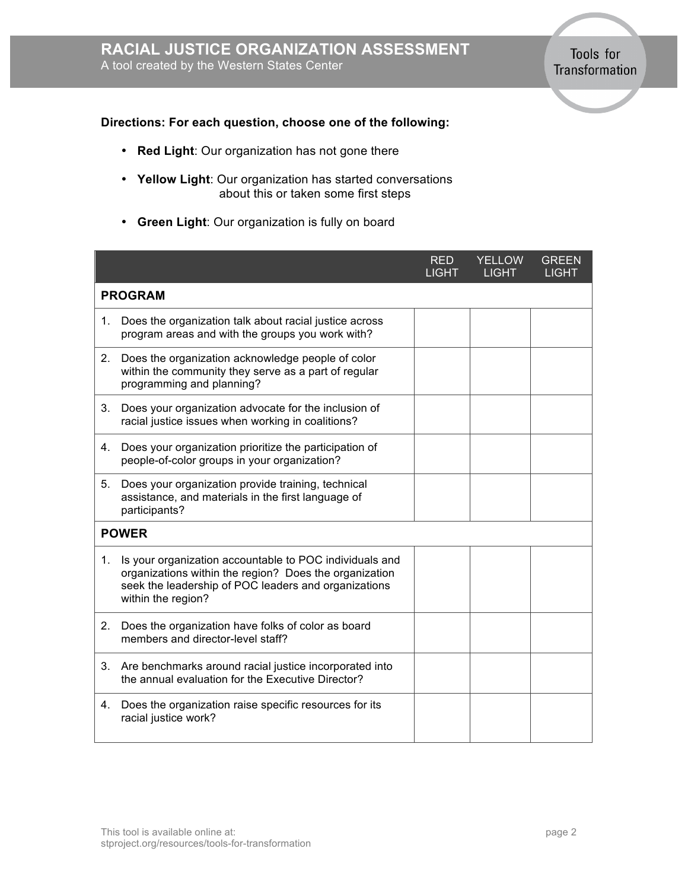# RACIAL JUSTICE ORGANIZATION ASSESSMENT

A tool created by the Western States Center

Tools for Transformation

**Directions: For each question, choose one of the following:**

- **Red Light**: Our organization has not gone there
- **Yellow Light**: Our organization has started conversations about this or taken some first steps
- **Green Light**: Our organization is fully on board

| | RED LIGHT | YELLOW LIGHT | GREEN LIGHT |
|---|---|---|---|
| **PROGRAM** | | | |
| 1. Does the organization talk about racial justice across program areas and with the groups you work with? | | | |
| 2. Does the organization acknowledge people of color within the community they serve as a part of regular programming and planning? | | | |
| 3. Does your organization advocate for the inclusion of racial justice issues when working in coalitions? | | | |
| 4. Does your organization prioritize the participation of people-of-color groups in your organization? | | | |
| 5. Does your organization provide training, technical assistance, and materials in the first language of participants? | | | |
| **POWER** | | | |
| 1. Is your organization accountable to POC individuals and organizations within the region? Does the organization seek the leadership of POC leaders and organizations within the region? | | | |
| 2. Does the organization have folks of color as board members and director-level staff? | | | |
| 3. Are benchmarks around racial justice incorporated into the annual evaluation for the Executive Director? | | | |
| 4. Does the organization raise specific resources for its racial justice work? | | | |

This tool is available online at: stproject.org/resources/tools-for-transformation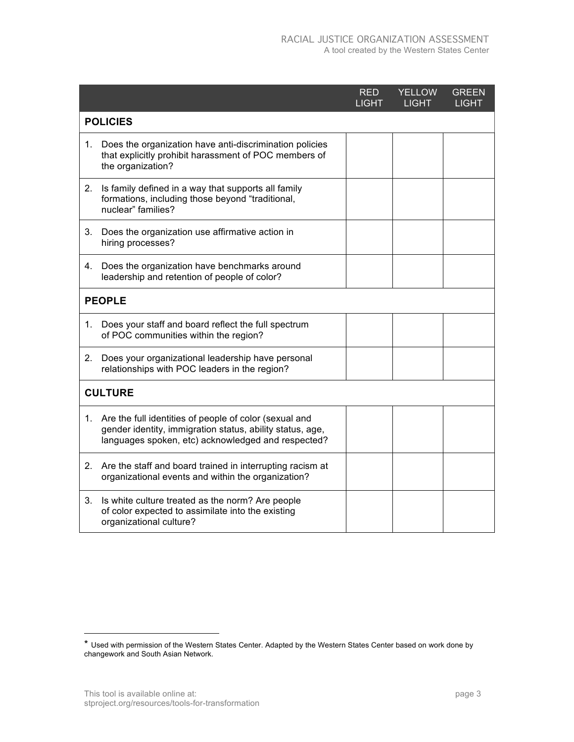| | RED LIGHT | YELLOW LIGHT | GREEN LIGHT |
|---|---|---|---|
| **POLICIES** | | | |
| 1. Does the organization have anti-discrimination policies that explicitly prohibit harassment of POC members of the organization? | | | |
| 2. Is family defined in a way that supports all family formations, including those beyond “traditional, nuclear” families? | | | |
| 3. Does the organization use affirmative action in hiring processes? | | | |
| 4. Does the organization have benchmarks around leadership and retention of people of color? | | | |
| **PEOPLE** | | | |
| 1. Does your staff and board reflect the full spectrum of POC communities within the region? | | | |
| 2. Does your organizational leadership have personal relationships with POC leaders in the region? | | | |
| **CULTURE** | | | |
| 1. Are the full identities of people of color (sexual and gender identity, immigration status, ability status, age, languages spoken, etc) acknowledged and respected? | | | |
| 2. Are the staff and board trained in interrupting racism at organizational events and within the organization? | | | |
| 3. Is white culture treated as the norm? Are people of color expected to assimilate into the existing organizational culture? | | | |

* Used with permission of the Western States Center. Adapted by the Western States Center based on work done by changework and South Asian Network.